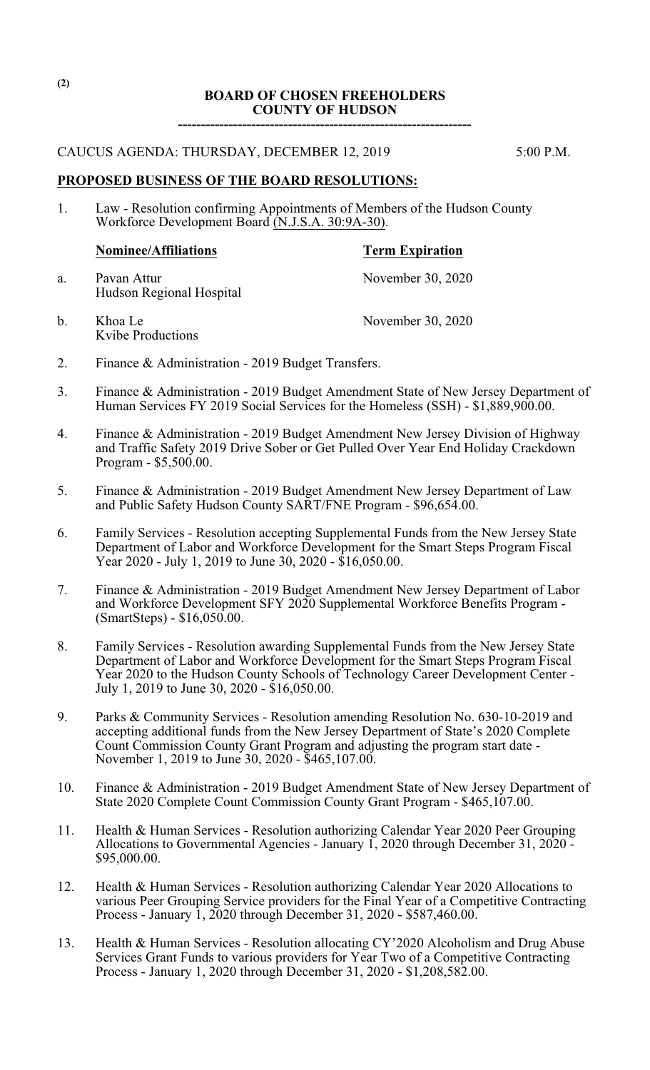**BOARD OF CHOSEN FREEHOLDERS**
**COUNTY OF HUDSON**

---

CAUCUS AGENDA: THURSDAY, DECEMBER 12, 2019 5:00 P.M.

**PROPOSED BUSINESS OF THE BOARD RESOLUTIONS:**

1. Law - Resolution confirming Appointments of Members of the Hudson County Workforce Development Board (N.J.S.A. 30:9A-30).

| | **Nominee/Affiliations** | **Term Expiration** |
|---|---|---|
| a. | Pavan Attur<br>Hudson Regional Hospital | November 30, 2020 |
| b. | Khoa Le<br>Kvibe Productions | November 30, 2020 |

2. Finance & Administration - 2019 Budget Transfers.

3. Finance & Administration - 2019 Budget Amendment State of New Jersey Department of Human Services FY 2019 Social Services for the Homeless (SSH) - $1,889,900.00.

4. Finance & Administration - 2019 Budget Amendment New Jersey Division of Highway and Traffic Safety 2019 Drive Sober or Get Pulled Over Year End Holiday Crackdown Program - $5,500.00.

5. Finance & Administration - 2019 Budget Amendment New Jersey Department of Law and Public Safety Hudson County SART/FNE Program - $96,654.00.

6. Family Services - Resolution accepting Supplemental Funds from the New Jersey State Department of Labor and Workforce Development for the Smart Steps Program Fiscal Year 2020 - July 1, 2019 to June 30, 2020 - $16,050.00.

7. Finance & Administration - 2019 Budget Amendment New Jersey Department of Labor and Workforce Development SFY 2020 Supplemental Workforce Benefits Program - (SmartSteps) - $16,050.00.

8. Family Services - Resolution awarding Supplemental Funds from the New Jersey State Department of Labor and Workforce Development for the Smart Steps Program Fiscal Year 2020 to the Hudson County Schools of Technology Career Development Center - July 1, 2019 to June 30, 2020 - $16,050.00.

9. Parks & Community Services - Resolution amending Resolution No. 630-10-2019 and accepting additional funds from the New Jersey Department of State's 2020 Complete Count Commission County Grant Program and adjusting the program start date - November 1, 2019 to June 30, 2020 - $465,107.00.

10. Finance & Administration - 2019 Budget Amendment State of New Jersey Department of State 2020 Complete Count Commission County Grant Program - $465,107.00.

11. Health & Human Services - Resolution authorizing Calendar Year 2020 Peer Grouping Allocations to Governmental Agencies - January 1, 2020 through December 31, 2020 - $95,000.00.

12. Health & Human Services - Resolution authorizing Calendar Year 2020 Allocations to various Peer Grouping Service providers for the Final Year of a Competitive Contracting Process - January 1, 2020 through December 31, 2020 - $587,460.00.

13. Health & Human Services - Resolution allocating CY'2020 Alcoholism and Drug Abuse Services Grant Funds to various providers for Year Two of a Competitive Contracting Process - January 1, 2020 through December 31, 2020 - $1,208,582.00.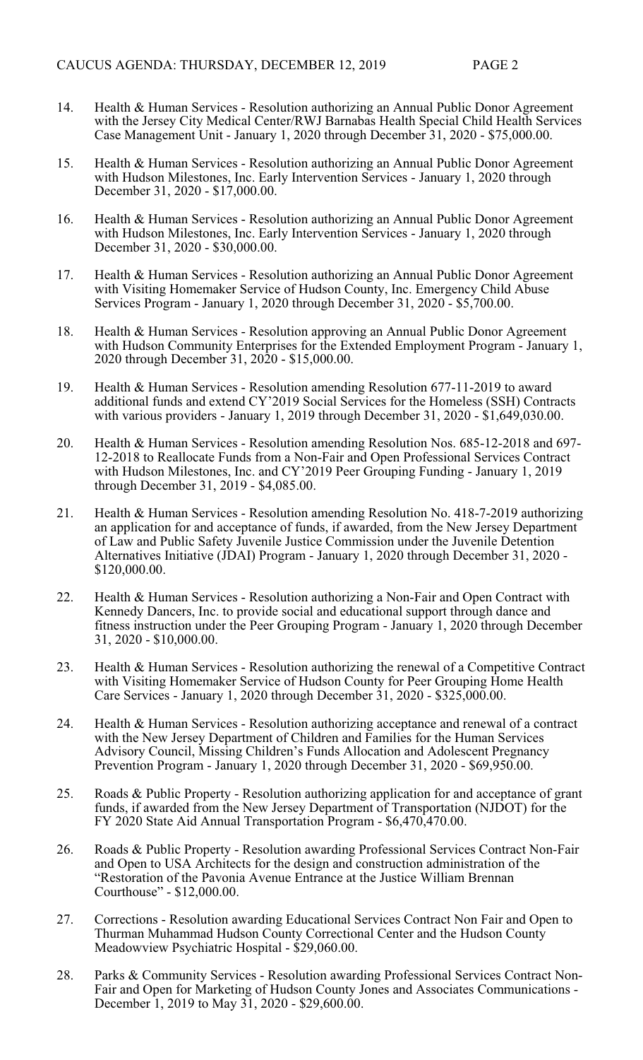14. Health & Human Services - Resolution authorizing an Annual Public Donor Agreement with the Jersey City Medical Center/RWJ Barnabas Health Special Child Health Services Case Management Unit - January 1, 2020 through December 31, 2020 - $75,000.00.

15. Health & Human Services - Resolution authorizing an Annual Public Donor Agreement with Hudson Milestones, Inc. Early Intervention Services - January 1, 2020 through December 31, 2020 - $17,000.00.

16. Health & Human Services - Resolution authorizing an Annual Public Donor Agreement with Hudson Milestones, Inc. Early Intervention Services - January 1, 2020 through December 31, 2020 - $30,000.00.

17. Health & Human Services - Resolution authorizing an Annual Public Donor Agreement with Visiting Homemaker Service of Hudson County, Inc. Emergency Child Abuse Services Program - January 1, 2020 through December 31, 2020 - $5,700.00.

18. Health & Human Services - Resolution approving an Annual Public Donor Agreement with Hudson Community Enterprises for the Extended Employment Program - January 1, 2020 through December 31, 2020 - $15,000.00.

19. Health & Human Services - Resolution amending Resolution 677-11-2019 to award additional funds and extend CY'2019 Social Services for the Homeless (SSH) Contracts with various providers - January 1, 2019 through December 31, 2020 - $1,649,030.00.

20. Health & Human Services - Resolution amending Resolution Nos. 685-12-2018 and 697-12-2018 to Reallocate Funds from a Non-Fair and Open Professional Services Contract with Hudson Milestones, Inc. and CY'2019 Peer Grouping Funding - January 1, 2019 through December 31, 2019 - $4,085.00.

21. Health & Human Services - Resolution amending Resolution No. 418-7-2019 authorizing an application for and acceptance of funds, if awarded, from the New Jersey Department of Law and Public Safety Juvenile Justice Commission under the Juvenile Detention Alternatives Initiative (JDAI) Program - January 1, 2020 through December 31, 2020 - $120,000.00.

22. Health & Human Services - Resolution authorizing a Non-Fair and Open Contract with Kennedy Dancers, Inc. to provide social and educational support through dance and fitness instruction under the Peer Grouping Program - January 1, 2020 through December 31, 2020 - $10,000.00.

23. Health & Human Services - Resolution authorizing the renewal of a Competitive Contract with Visiting Homemaker Service of Hudson County for Peer Grouping Home Health Care Services - January 1, 2020 through December 31, 2020 - $325,000.00.

24. Health & Human Services - Resolution authorizing acceptance and renewal of a contract with the New Jersey Department of Children and Families for the Human Services Advisory Council, Missing Children's Funds Allocation and Adolescent Pregnancy Prevention Program - January 1, 2020 through December 31, 2020 - $69,950.00.

25. Roads & Public Property - Resolution authorizing application for and acceptance of grant funds, if awarded from the New Jersey Department of Transportation (NJDOT) for the FY 2020 State Aid Annual Transportation Program - $6,470,470.00.

26. Roads & Public Property - Resolution awarding Professional Services Contract Non-Fair and Open to USA Architects for the design and construction administration of the "Restoration of the Pavonia Avenue Entrance at the Justice William Brennan Courthouse" - $12,000.00.

27. Corrections - Resolution awarding Educational Services Contract Non Fair and Open to Thurman Muhammad Hudson County Correctional Center and the Hudson County Meadowview Psychiatric Hospital - $29,060.00.

28. Parks & Community Services - Resolution awarding Professional Services Contract Non-Fair and Open for Marketing of Hudson County Jones and Associates Communications - December 1, 2019 to May 31, 2020 - $29,600.00.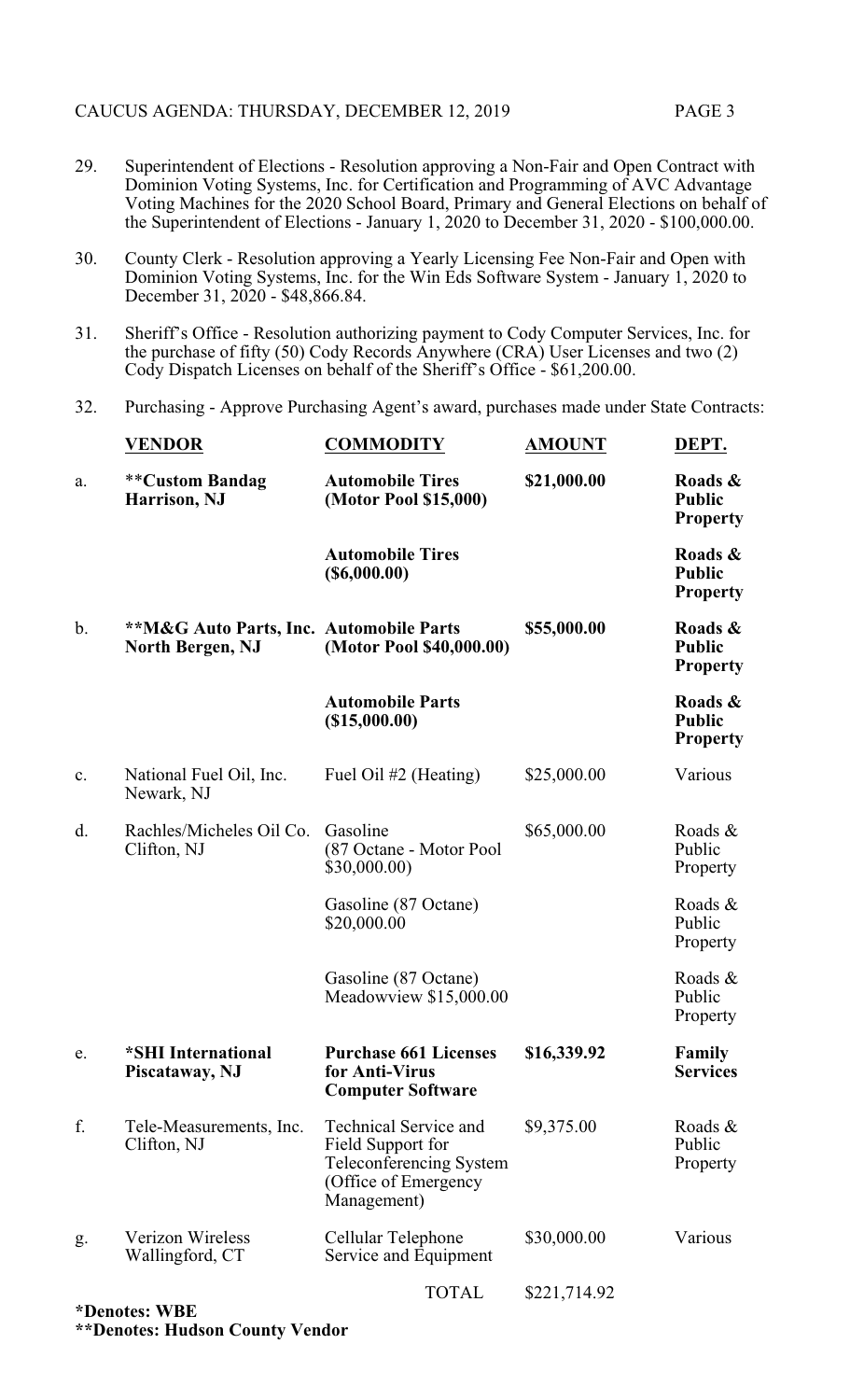29. Superintendent of Elections - Resolution approving a Non-Fair and Open Contract with Dominion Voting Systems, Inc. for Certification and Programming of AVC Advantage Voting Machines for the 2020 School Board, Primary and General Elections on behalf of the Superintendent of Elections - January 1, 2020 to December 31, 2020 - $100,000.00.

30. County Clerk - Resolution approving a Yearly Licensing Fee Non-Fair and Open with Dominion Voting Systems, Inc. for the Win Eds Software System - January 1, 2020 to December 31, 2020 - $48,866.84.

31. Sheriff's Office - Resolution authorizing payment to Cody Computer Services, Inc. for the purchase of fifty (50) Cody Records Anywhere (CRA) User Licenses and two (2) Cody Dispatch Licenses on behalf of the Sheriff's Office - $61,200.00.

32. Purchasing - Approve Purchasing Agent's award, purchases made under State Contracts:

| | **VENDOR** | **COMMODITY** | **AMOUNT** | **DEPT.** |
|---|---|---|---|---|
| a. | **Custom Bandag Harrison, NJ** (**) | **Automobile Tires (Motor Pool $15,000)** | **$21,000.00** | **Roads & Public Property** |
| | | **Automobile Tires ($6,000.00)** | | **Roads & Public Property** |
| b. | **M&G Auto Parts, Inc. North Bergen, NJ** (**) | **Automobile Parts (Motor Pool $40,000.00)** | **$55,000.00** | **Roads & Public Property** |
| | | **Automobile Parts ($15,000.00)** | | **Roads & Public Property** |
| c. | National Fuel Oil, Inc. Newark, NJ | Fuel Oil #2 (Heating) | $25,000.00 | Various |
| d. | Rachles/Micheles Oil Co. Clifton, NJ | Gasoline (87 Octane - Motor Pool $30,000.00) | $65,000.00 | Roads & Public Property |
| | | Gasoline (87 Octane) $20,000.00 | | Roads & Public Property |
| | | Gasoline (87 Octane) Meadowview $15,000.00 | | Roads & Public Property |
| e. | **SHI International Piscataway, NJ** (*) | **Purchase 661 Licenses for Anti-Virus Computer Software** | **$16,339.92** | **Family Services** |
| f. | Tele-Measurements, Inc. Clifton, NJ | Technical Service and Field Support for Teleconferencing System (Office of Emergency Management) | $9,375.00 | Roads & Public Property |
| g. | Verizon Wireless Wallingford, CT | Cellular Telephone Service and Equipment | $30,000.00 | Various |
| | | TOTAL | $221,714.92 | |

**\*Denotes: WBE**
**\*\*Denotes: Hudson County Vendor**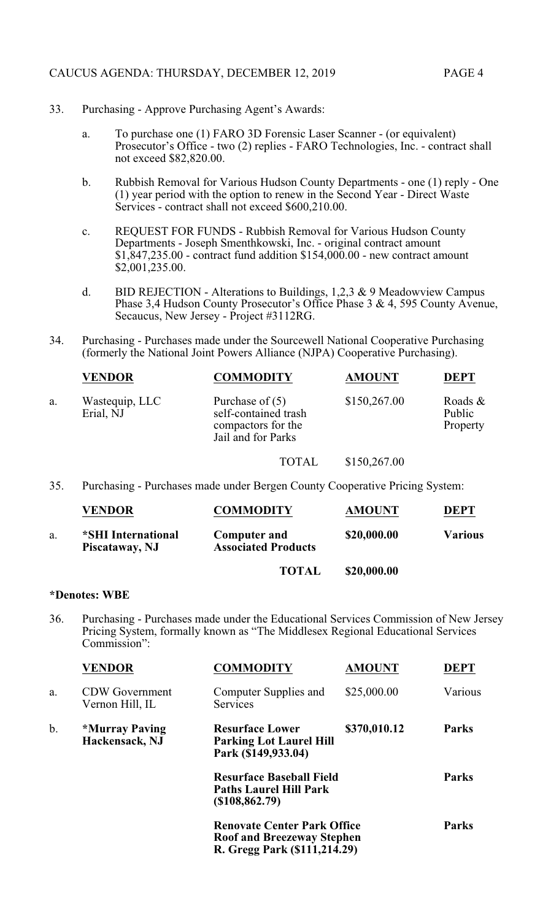33. Purchasing - Approve Purchasing Agent's Awards:

    a. To purchase one (1) FARO 3D Forensic Laser Scanner - (or equivalent) Prosecutor's Office - two (2) replies - FARO Technologies, Inc. - contract shall not exceed $82,820.00.

    b. Rubbish Removal for Various Hudson County Departments - one (1) reply - One (1) year period with the option to renew in the Second Year - Direct Waste Services - contract shall not exceed $600,210.00.

    c. REQUEST FOR FUNDS - Rubbish Removal for Various Hudson County Departments - Joseph Smenthkowski, Inc. - original contract amount $1,847,235.00 - contract fund addition $154,000.00 - new contract amount $2,001,235.00.

    d. BID REJECTION - Alterations to Buildings, 1,2,3 & 9 Meadowview Campus Phase 3,4 Hudson County Prosecutor's Office Phase 3 & 4, 595 County Avenue, Secaucus, New Jersey - Project #3112RG.

34. Purchasing - Purchases made under the Sourcewell National Cooperative Purchasing (formerly the National Joint Powers Alliance (NJPA) Cooperative Purchasing).

| | VENDOR | COMMODITY | AMOUNT | DEPT |
|---|---|---|---|---|
| a. | Wastequip, LLC Erial, NJ | Purchase of (5) self-contained trash compactors for the Jail and for Parks | $150,267.00 | Roads & Public Property |
| | | TOTAL | $150,267.00 | |

35. Purchasing - Purchases made under Bergen County Cooperative Pricing System:

| | VENDOR | COMMODITY | AMOUNT | DEPT |
|---|---|---|---|---|
| a. | **\*SHI International Piscataway, NJ** | **Computer and Associated Products** | **$20,000.00** | **Various** |
| | | **TOTAL** | **$20,000.00** | |

**\*Denotes: WBE**

36. Purchasing - Purchases made under the Educational Services Commission of New Jersey Pricing System, formally known as "The Middlesex Regional Educational Services Commission":

| | VENDOR | COMMODITY | AMOUNT | DEPT |
|---|---|---|---|---|
| a. | CDW Government Vernon Hill, IL | Computer Supplies and Services | $25,000.00 | Various |
| b. | **\*Murray Paving Hackensack, NJ** | **Resurface Lower Parking Lot Laurel Hill Park ($149,933.04)** | **$370,010.12** | **Parks** |
| | | **Resurface Baseball Field Paths Laurel Hill Park ($108,862.79)** | | **Parks** |
| | | **Renovate Center Park Office Roof and Breezeway Stephen R. Gregg Park ($111,214.29)** | | **Parks** |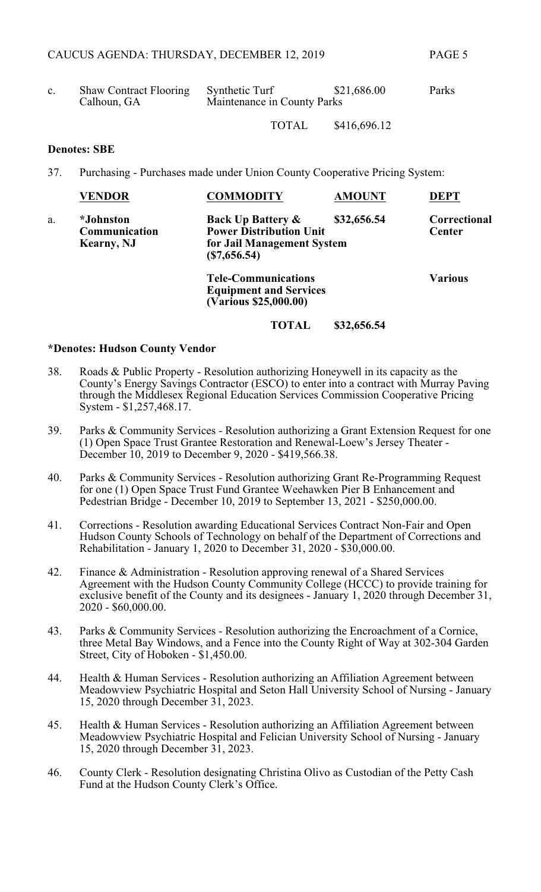| c. | Shaw Contract Flooring<br>Calhoun, GA | Synthetic Turf<br>Maintenance in County Parks | $21,686.00 | Parks |
|---|---|---|---|---|
| | | TOTAL | $416,696.12 | |

**Denotes: SBE**

37. Purchasing - Purchases made under Union County Cooperative Pricing System:

| | **VENDOR** | **COMMODITY** | **AMOUNT** | **DEPT** |
|---|---|---|---|---|
| a. | **\*Johnston Communication Kearny, NJ** | **Back Up Battery & Power Distribution Unit for Jail Management System ($7,656.54)** | **$32,656.54** | **Correctional Center** |
| | | **Tele-Communications Equipment and Services (Various $25,000.00)** | | **Various** |
| | | **TOTAL** | **$32,656.54** | |

**\*Denotes: Hudson County Vendor**

38. Roads & Public Property - Resolution authorizing Honeywell in its capacity as the County's Energy Savings Contractor (ESCO) to enter into a contract with Murray Paving through the Middlesex Regional Education Services Commission Cooperative Pricing System - $1,257,468.17.

39. Parks & Community Services - Resolution authorizing a Grant Extension Request for one (1) Open Space Trust Grantee Restoration and Renewal-Loew's Jersey Theater - December 10, 2019 to December 9, 2020 - $419,566.38.

40. Parks & Community Services - Resolution authorizing Grant Re-Programming Request for one (1) Open Space Trust Fund Grantee Weehawken Pier B Enhancement and Pedestrian Bridge - December 10, 2019 to September 13, 2021 - $250,000.00.

41. Corrections - Resolution awarding Educational Services Contract Non-Fair and Open Hudson County Schools of Technology on behalf of the Department of Corrections and Rehabilitation - January 1, 2020 to December 31, 2020 - $30,000.00.

42. Finance & Administration - Resolution approving renewal of a Shared Services Agreement with the Hudson County Community College (HCCC) to provide training for exclusive benefit of the County and its designees - January 1, 2020 through December 31, 2020 - $60,000.00.

43. Parks & Community Services - Resolution authorizing the Encroachment of a Cornice, three Metal Bay Windows, and a Fence into the County Right of Way at 302-304 Garden Street, City of Hoboken - $1,450.00.

44. Health & Human Services - Resolution authorizing an Affiliation Agreement between Meadowview Psychiatric Hospital and Seton Hall University School of Nursing - January 15, 2020 through December 31, 2023.

45. Health & Human Services - Resolution authorizing an Affiliation Agreement between Meadowview Psychiatric Hospital and Felician University School of Nursing - January 15, 2020 through December 31, 2023.

46. County Clerk - Resolution designating Christina Olivo as Custodian of the Petty Cash Fund at the Hudson County Clerk's Office.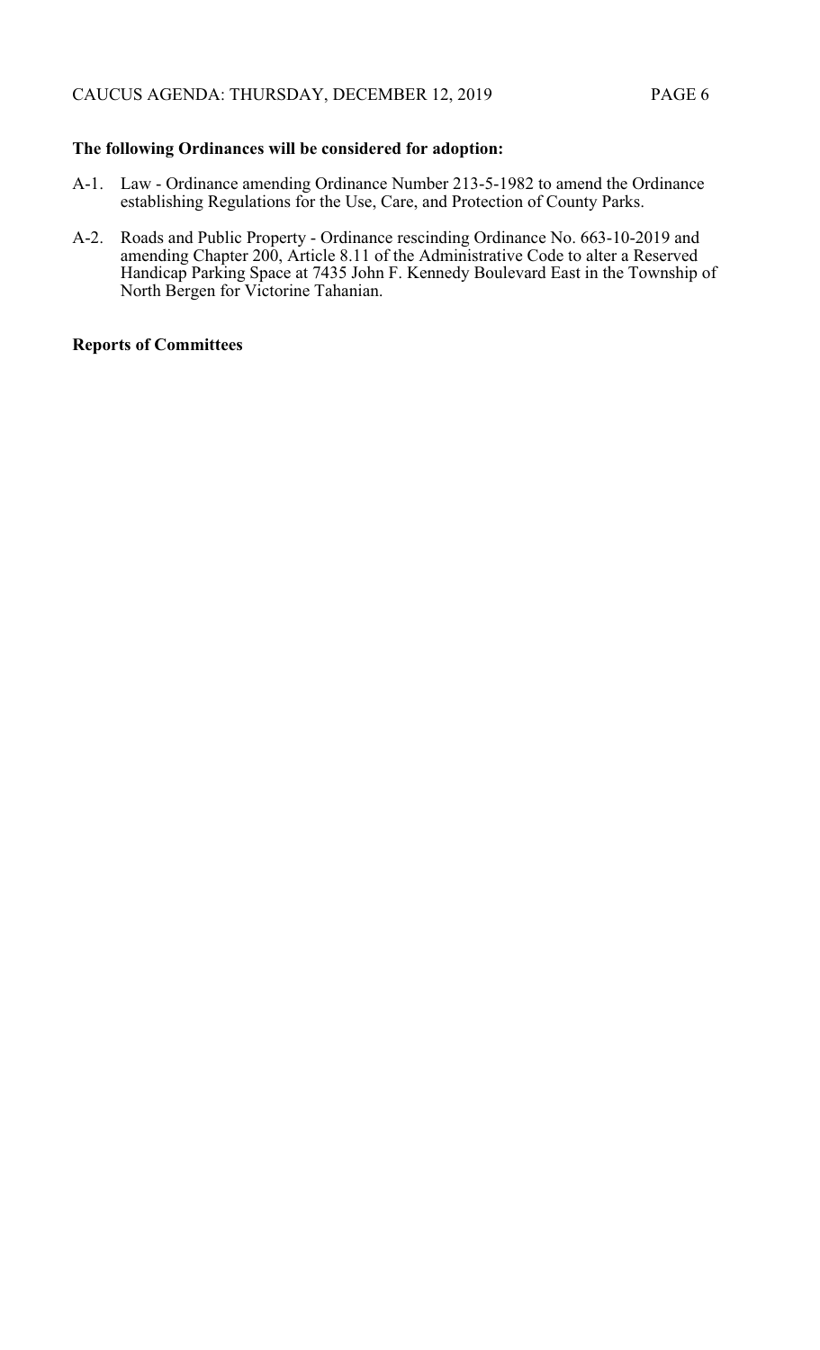**The following Ordinances will be considered for adoption:**

A-1. Law - Ordinance amending Ordinance Number 213-5-1982 to amend the Ordinance establishing Regulations for the Use, Care, and Protection of County Parks.

A-2. Roads and Public Property - Ordinance rescinding Ordinance No. 663-10-2019 and amending Chapter 200, Article 8.11 of the Administrative Code to alter a Reserved Handicap Parking Space at 7435 John F. Kennedy Boulevard East in the Township of North Bergen for Victorine Tahanian.

**Reports of Committees**